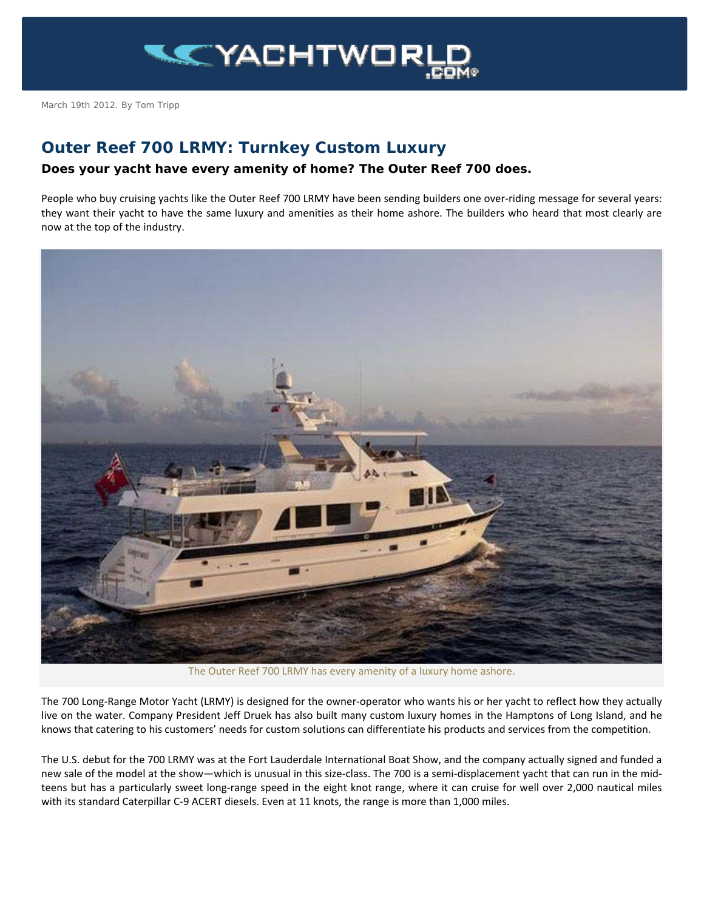March 19th 2012. By Tom Tripp

# Outer Reef 700 LRMY: Turnkey Custom Luxury

### Does your yacht have every amenity of home? The Outer Reef 700 does.

People who buy cruising yachts like the Outer Reef 700 LRMY have been sending builders one over-riding message for several years: they want their yacht to have the same luxury and amenities as their home ashore. The builders who heard that most clearly are now at the top of the industry.

The Outer Reef 700 LRMY has every amenity of a luxury home ashore.

The 700 Long-Range Motor Yacht (LRMY) is designed for the owner-operator who wants his or her yacht to reflect how they actually live on the water. Company President Jeff Druek has also built many custom luxury homes in the Hamptons of Long Island, and he knows that catering to his customers' needs for custom solutions can differentiate his products and services from the competition.

The U.S. debut for the 700 LRMY was at the Fort Lauderdale International Boat Show, and the company actually signed and funded a new sale of the model at the show—which is unusual in this size-class. The 700 is a semi-displacement yacht that can run in the mid-teens but has a particularly sweet long-range speed in the eight knot range, where it can cruise for well over 2,000 nautical miles with its standard Caterpillar C-9 ACERT diesels. Even at 11 knots, the range is more than 1,000 miles.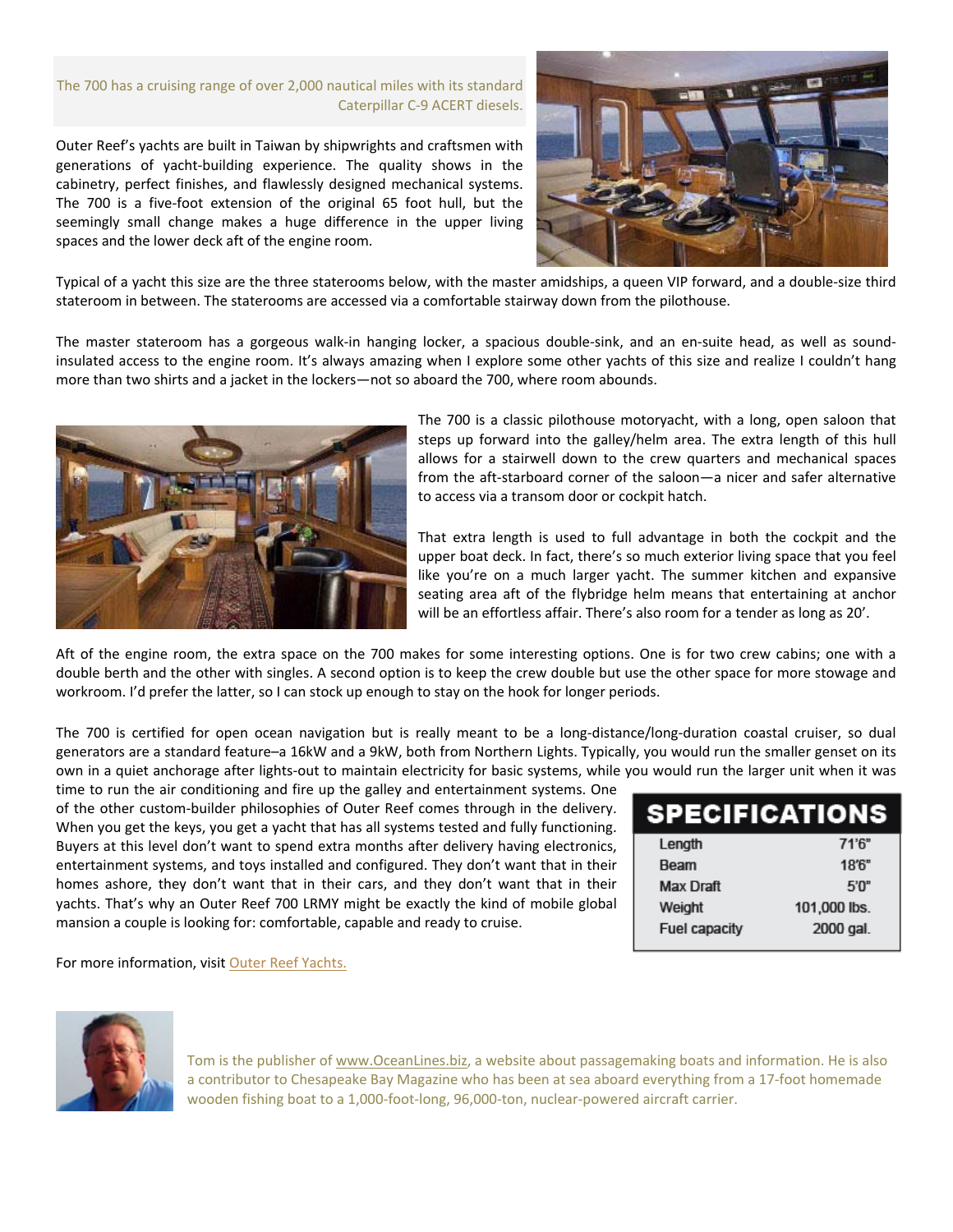The 700 has a cruising range of over 2,000 nautical miles with its standard Caterpillar C-9 ACERT diesels.

Outer Reef's yachts are built in Taiwan by shipwrights and craftsmen with generations of yacht-building experience. The quality shows in the cabinetry, perfect finishes, and flawlessly designed mechanical systems. The 700 is a five-foot extension of the original 65 foot hull, but the seemingly small change makes a huge difference in the upper living spaces and the lower deck aft of the engine room.

Typical of a yacht this size are the three staterooms below, with the master amidships, a queen VIP forward, and a double-size third stateroom in between. The staterooms are accessed via a comfortable stairway down from the pilothouse.

The master stateroom has a gorgeous walk-in hanging locker, a spacious double-sink, and an en-suite head, as well as sound-insulated access to the engine room. It's always amazing when I explore some other yachts of this size and realize I couldn't hang more than two shirts and a jacket in the lockers—not so aboard the 700, where room abounds.

The 700 is a classic pilothouse motoryacht, with a long, open saloon that steps up forward into the galley/helm area. The extra length of this hull allows for a stairwell down to the crew quarters and mechanical spaces from the aft-starboard corner of the saloon—a nicer and safer alternative to access via a transom door or cockpit hatch.

That extra length is used to full advantage in both the cockpit and the upper boat deck. In fact, there's so much exterior living space that you feel like you're on a much larger yacht. The summer kitchen and expansive seating area aft of the flybridge helm means that entertaining at anchor will be an effortless affair. There's also room for a tender as long as 20'.

Aft of the engine room, the extra space on the 700 makes for some interesting options. One is for two crew cabins; one with a double berth and the other with singles. A second option is to keep the crew double but use the other space for more stowage and workroom. I'd prefer the latter, so I can stock up enough to stay on the hook for longer periods.

The 700 is certified for open ocean navigation but is really meant to be a long-distance/long-duration coastal cruiser, so dual generators are a standard feature–a 16kW and a 9kW, both from Northern Lights. Typically, you would run the smaller genset on its own in a quiet anchorage after lights-out to maintain electricity for basic systems, while you would run the larger unit when it was time to run the air conditioning and fire up the galley and entertainment systems. One of the other custom-builder philosophies of Outer Reef comes through in the delivery. When you get the keys, you get a yacht that has all systems tested and fully functioning. Buyers at this level don't want to spend extra months after delivery having electronics, entertainment systems, and toys installed and configured. They don't want that in their homes ashore, they don't want that in their cars, and they don't want that in their yachts. That's why an Outer Reef 700 LRMY might be exactly the kind of mobile global mansion a couple is looking for: comfortable, capable and ready to cruise.

## SPECIFICATIONS

| | |
|---|---|
| Length | 71'6" |
| Beam | 18'6" |
| Max Draft | 5'0" |
| Weight | 101,000 lbs. |
| Fuel capacity | 2000 gal. |

For more information, visit Outer Reef Yachts.

Tom is the publisher of www.OceanLines.biz, a website about passagemaking boats and information. He is also a contributor to Chesapeake Bay Magazine who has been at sea aboard everything from a 17-foot homemade wooden fishing boat to a 1,000-foot-long, 96,000-ton, nuclear-powered aircraft carrier.